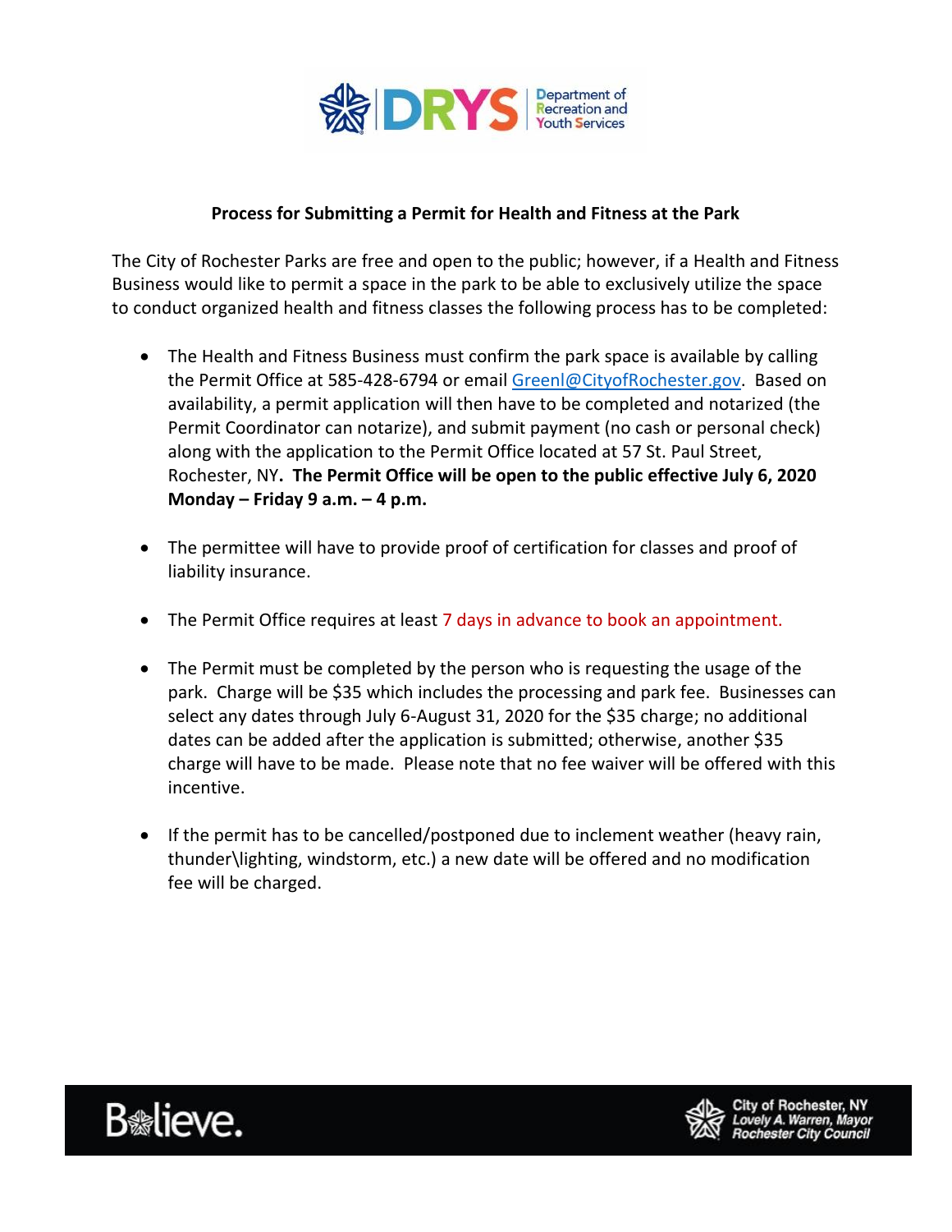## Process for Submitting a Permit for Health and Fitness at the Park

The City of Rochester Parks are free and open to the public; however, if a Health and Fitness Business would like to permit a space in the park to be able to exclusively utilize the space to conduct organized health and fitness classes the following process has to be completed:

- The Health and Fitness Business must confirm the park space is available by calling the Permit Office at 585-428-6794 or email Greenl@CityofRochester.gov. Based on availability, a permit application will then have to be completed and notarized (the Permit Coordinator can notarize), and submit payment (no cash or personal check) along with the application to the Permit Office located at 57 St. Paul Street, Rochester, NY**. The Permit Office will be open to the public effective July 6, 2020 Monday – Friday 9 a.m. – 4 p.m.**

- The permittee will have to provide proof of certification for classes and proof of liability insurance.

- The Permit Office requires at least 7 days in advance to book an appointment.

- The Permit must be completed by the person who is requesting the usage of the park. Charge will be $35 which includes the processing and park fee. Businesses can select any dates through July 6-August 31, 2020 for the $35 charge; no additional dates can be added after the application is submitted; otherwise, another $35 charge will have to be made. Please note that no fee waiver will be offered with this incentive.

- If the permit has to be cancelled/postponed due to inclement weather (heavy rain, thunder\lighting, windstorm, etc.) a new date will be offered and no modification fee will be charged.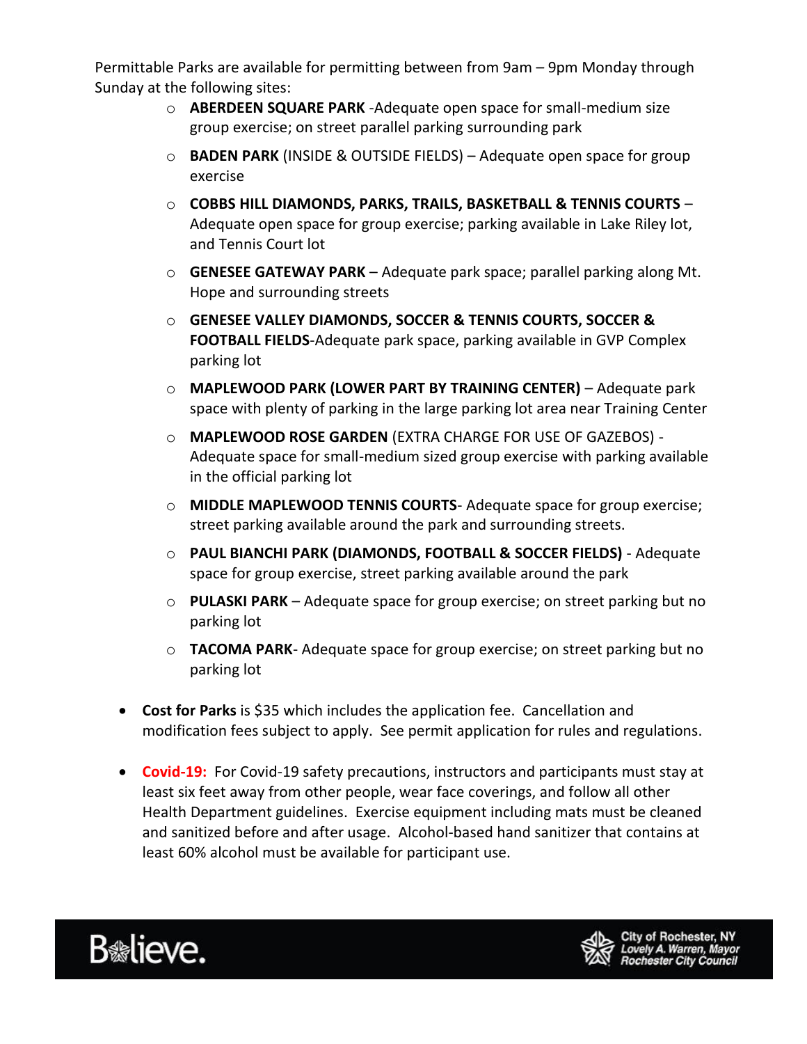Permittable Parks are available for permitting between from 9am – 9pm Monday through Sunday at the following sites:

- **ABERDEEN SQUARE PARK** -Adequate open space for small-medium size group exercise; on street parallel parking surrounding park
- **BADEN PARK** (INSIDE & OUTSIDE FIELDS) – Adequate open space for group exercise
- **COBBS HILL DIAMONDS, PARKS, TRAILS, BASKETBALL & TENNIS COURTS** – Adequate open space for group exercise; parking available in Lake Riley lot, and Tennis Court lot
- **GENESEE GATEWAY PARK** – Adequate park space; parallel parking along Mt. Hope and surrounding streets
- **GENESEE VALLEY DIAMONDS, SOCCER & TENNIS COURTS, SOCCER & FOOTBALL FIELDS**-Adequate park space, parking available in GVP Complex parking lot
- **MAPLEWOOD PARK (LOWER PART BY TRAINING CENTER)** – Adequate park space with plenty of parking in the large parking lot area near Training Center
- **MAPLEWOOD ROSE GARDEN** (EXTRA CHARGE FOR USE OF GAZEBOS) - Adequate space for small-medium sized group exercise with parking available in the official parking lot
- **MIDDLE MAPLEWOOD TENNIS COURTS**- Adequate space for group exercise; street parking available around the park and surrounding streets.
- **PAUL BIANCHI PARK (DIAMONDS, FOOTBALL & SOCCER FIELDS)** - Adequate space for group exercise, street parking available around the park
- **PULASKI PARK** – Adequate space for group exercise; on street parking but no parking lot
- **TACOMA PARK**- Adequate space for group exercise; on street parking but no parking lot

- **Cost for Parks** is $35 which includes the application fee. Cancellation and modification fees subject to apply. See permit application for rules and regulations.

- **Covid-19:** For Covid-19 safety precautions, instructors and participants must stay at least six feet away from other people, wear face coverings, and follow all other Health Department guidelines. Exercise equipment including mats must be cleaned and sanitized before and after usage. Alcohol-based hand sanitizer that contains at least 60% alcohol must be available for participant use.